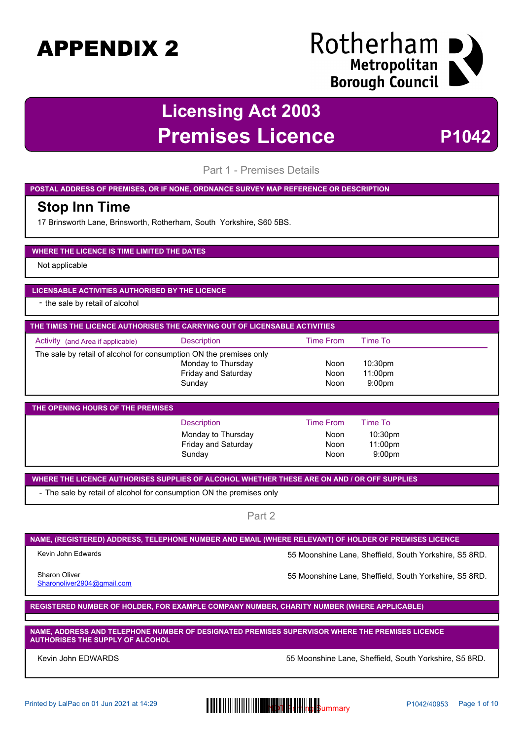# APPENDIX 2

Rotherham Metropolitan Borough Council

## Licensing Act 2003
## Premises Licence

**P1042**

### Part 1 - Premises Details

**POSTAL ADDRESS OF PREMISES, OR IF NONE, ORDNANCE SURVEY MAP REFERENCE OR DESCRIPTION**

## Stop Inn Time

17 Brinsworth Lane, Brinsworth, Rotherham, South Yorkshire, S60 5BS.

**WHERE THE LICENCE IS TIME LIMITED THE DATES**

Not applicable

**LICENSABLE ACTIVITIES AUTHORISED BY THE LICENCE**

- the sale by retail of alcohol

**THE TIMES THE LICENCE AUTHORISES THE CARRYING OUT OF LICENSABLE ACTIVITIES**

| Activity (and Area if applicable) | Description | Time From | Time To |
|---|---|---|---|
| The sale by retail of alcohol for consumption ON the premises only | | | |
| | Monday to Thursday | Noon | 10:30pm |
| | Friday and Saturday | Noon | 11:00pm |
| | Sunday | Noon | 9:00pm |

**THE OPENING HOURS OF THE PREMISES**

| Description | Time From | Time To |
|---|---|---|
| Monday to Thursday | Noon | 10:30pm |
| Friday and Saturday | Noon | 11:00pm |
| Sunday | Noon | 9:00pm |

**WHERE THE LICENCE AUTHORISES SUPPLIES OF ALCOHOL WHETHER THESE ARE ON AND / OR OFF SUPPLIES**

- The sale by retail of alcohol for consumption ON the premises only

### Part 2

**NAME, (REGISTERED) ADDRESS, TELEPHONE NUMBER AND EMAIL (WHERE RELEVANT) OF HOLDER OF PREMISES LICENCE**

| | |
|---|---|
| Kevin John Edwards | 55 Moonshine Lane, Sheffield, South Yorkshire, S5 8RD. |
| Sharon Oliver<br>Sharonoliver2904@gmail.com | 55 Moonshine Lane, Sheffield, South Yorkshire, S5 8RD. |

**REGISTERED NUMBER OF HOLDER, FOR EXAMPLE COMPANY NUMBER, CHARITY NUMBER (WHERE APPLICABLE)**

**NAME, ADDRESS AND TELEPHONE NUMBER OF DESIGNATED PREMISES SUPERVISOR WHERE THE PREMISES LICENCE AUTHORISES THE SUPPLY OF ALCOHOL**

| | |
|---|---|
| Kevin John EDWARDS | 55 Moonshine Lane, Sheffield, South Yorkshire, S5 8RD. |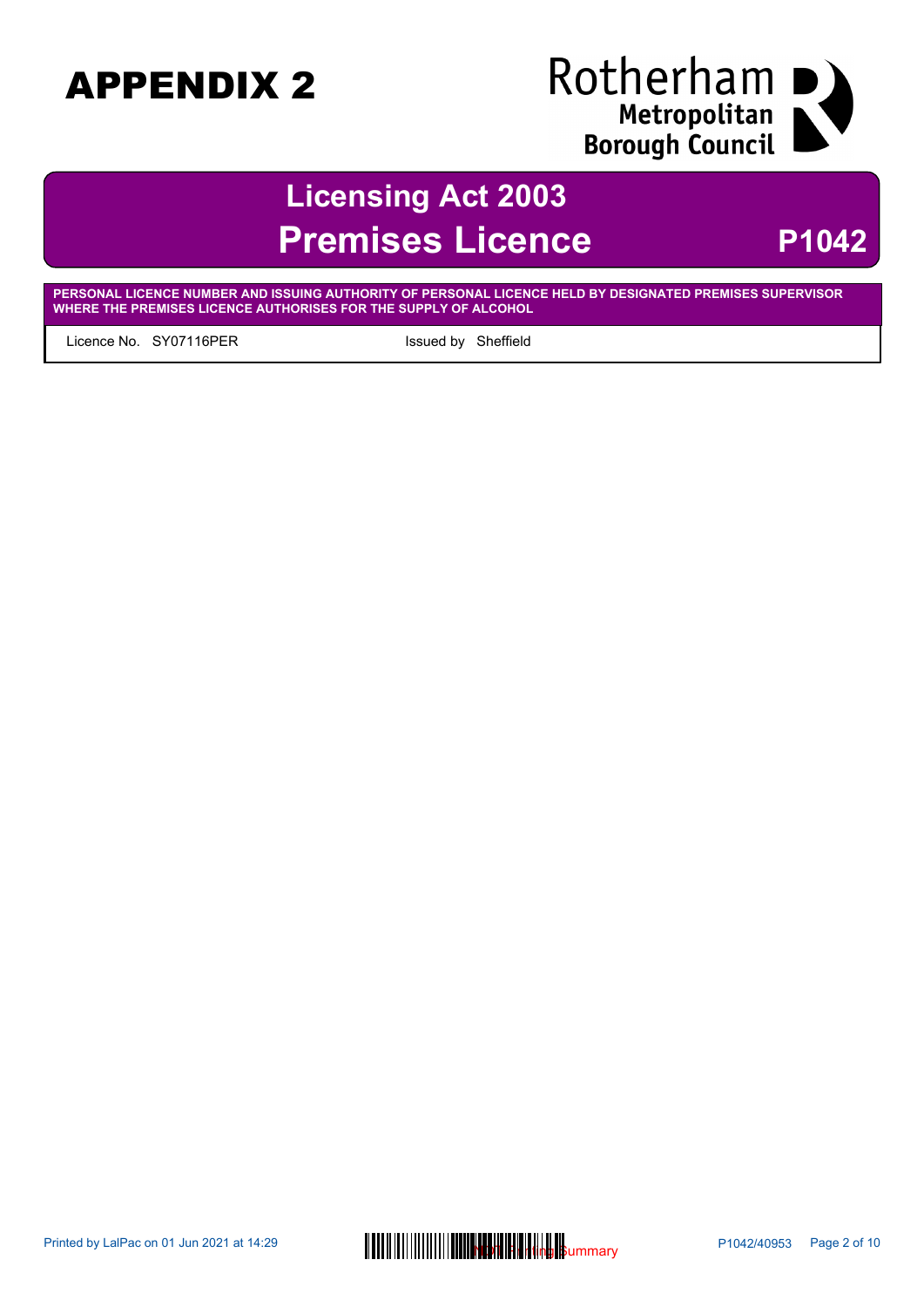# APPENDIX 2

Rotherham Metropolitan Borough Council

## Licensing Act 2003
## Premises Licence

**P1042**

**PERSONAL LICENCE NUMBER AND ISSUING AUTHORITY OF PERSONAL LICENCE HELD BY DESIGNATED PREMISES SUPERVISOR WHERE THE PREMISES LICENCE AUTHORISES FOR THE SUPPLY OF ALCOHOL**

Licence No. SY07116PER

Issued by Sheffield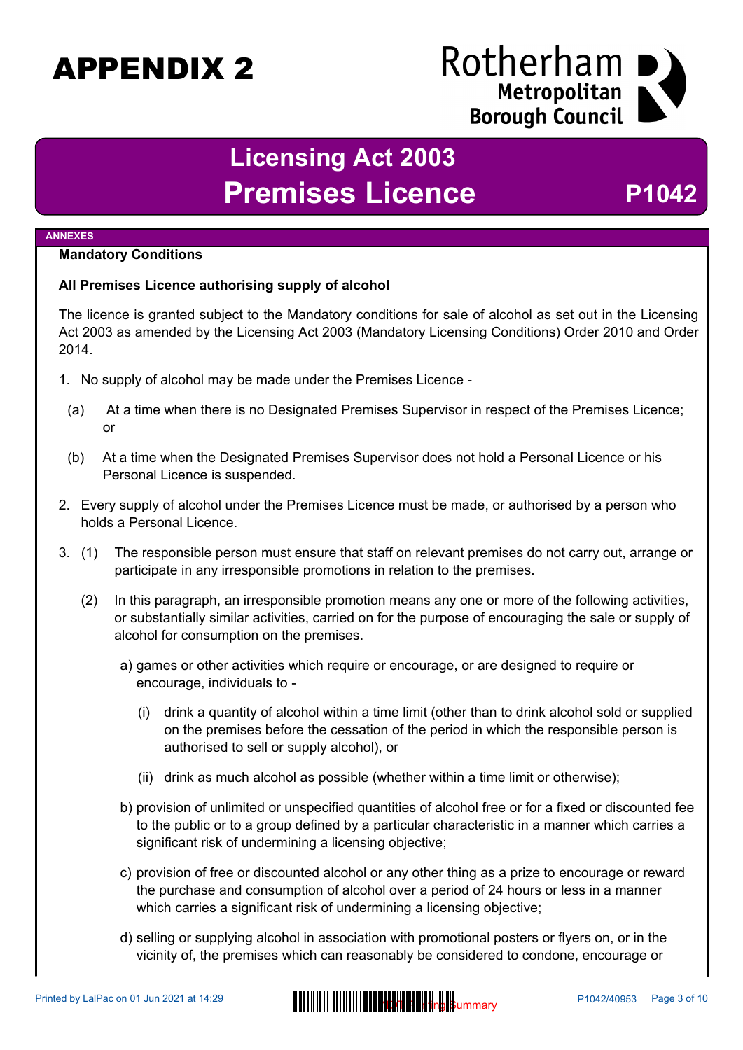# APPENDIX 2

Rotherham Metropolitan Borough Council

## Licensing Act 2003
## Premises Licence P1042

**ANNEXES**

**Mandatory Conditions**

**All Premises Licence authorising supply of alcohol**

The licence is granted subject to the Mandatory conditions for sale of alcohol as set out in the Licensing Act 2003 as amended by the Licensing Act 2003 (Mandatory Licensing Conditions) Order 2010 and Order 2014.

1. No supply of alcohol may be made under the Premises Licence -

   (a) At a time when there is no Designated Premises Supervisor in respect of the Premises Licence; or

   (b) At a time when the Designated Premises Supervisor does not hold a Personal Licence or his Personal Licence is suspended.

2. Every supply of alcohol under the Premises Licence must be made, or authorised by a person who holds a Personal Licence.

3. (1) The responsible person must ensure that staff on relevant premises do not carry out, arrange or participate in any irresponsible promotions in relation to the premises.

   (2) In this paragraph, an irresponsible promotion means any one or more of the following activities, or substantially similar activities, carried on for the purpose of encouraging the sale or supply of alcohol for consumption on the premises.

      a) games or other activities which require or encourage, or are designed to require or encourage, individuals to -

         (i) drink a quantity of alcohol within a time limit (other than to drink alcohol sold or supplied on the premises before the cessation of the period in which the responsible person is authorised to sell or supply alcohol), or

         (ii) drink as much alcohol as possible (whether within a time limit or otherwise);

      b) provision of unlimited or unspecified quantities of alcohol free or for a fixed or discounted fee to the public or to a group defined by a particular characteristic in a manner which carries a significant risk of undermining a licensing objective;

      c) provision of free or discounted alcohol or any other thing as a prize to encourage or reward the purchase and consumption of alcohol over a period of 24 hours or less in a manner which carries a significant risk of undermining a licensing objective;

      d) selling or supplying alcohol in association with promotional posters or flyers on, or in the vicinity of, the premises which can reasonably be considered to condone, encourage or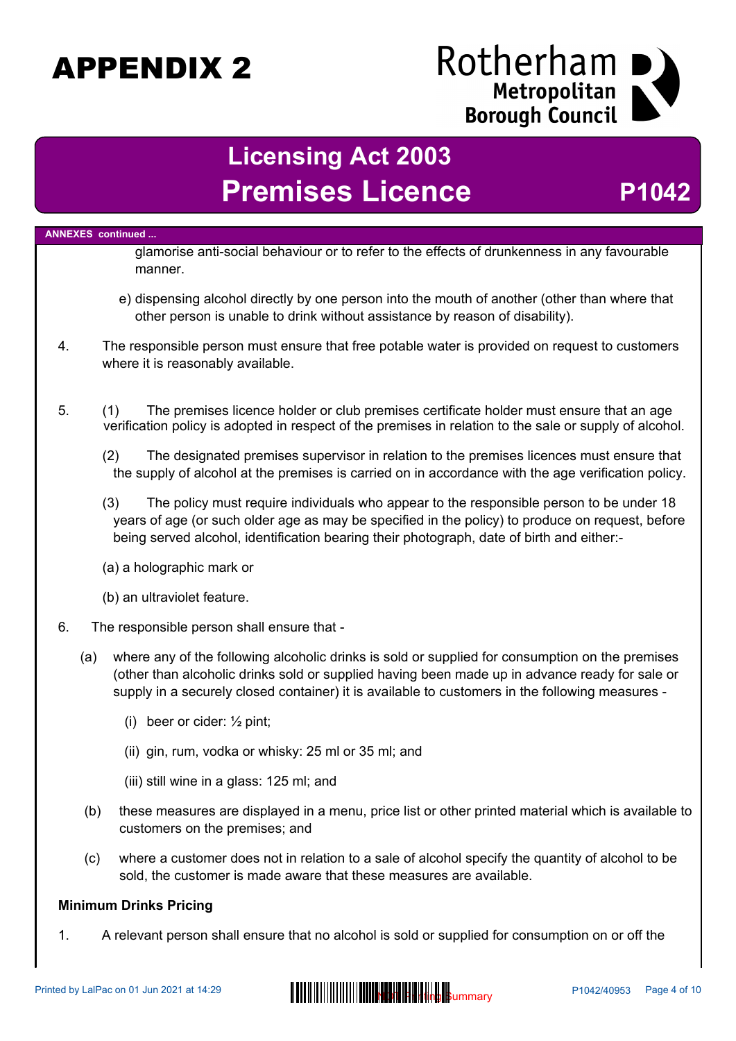**ANNEXES continued ...**

glamorise anti-social behaviour or to refer to the effects of drunkenness in any favourable manner.

e) dispensing alcohol directly by one person into the mouth of another (other than where that other person is unable to drink without assistance by reason of disability).

4. The responsible person must ensure that free potable water is provided on request to customers where it is reasonably available.

5. (1) The premises licence holder or club premises certificate holder must ensure that an age verification policy is adopted in respect of the premises in relation to the sale or supply of alcohol.

   (2) The designated premises supervisor in relation to the premises licences must ensure that the supply of alcohol at the premises is carried on in accordance with the age verification policy.

   (3) The policy must require individuals who appear to the responsible person to be under 18 years of age (or such older age as may be specified in the policy) to produce on request, before being served alcohol, identification bearing their photograph, date of birth and either:-

   (a) a holographic mark or

   (b) an ultraviolet feature.

6. The responsible person shall ensure that -

   (a) where any of the following alcoholic drinks is sold or supplied for consumption on the premises (other than alcoholic drinks sold or supplied having been made up in advance ready for sale or supply in a securely closed container) it is available to customers in the following measures -

      (i) beer or cider: ½ pint;

      (ii) gin, rum, vodka or whisky: 25 ml or 35 ml; and

      (iii) still wine in a glass: 125 ml; and

   (b) these measures are displayed in a menu, price list or other printed material which is available to customers on the premises; and

   (c) where a customer does not in relation to a sale of alcohol specify the quantity of alcohol to be sold, the customer is made aware that these measures are available.

**Minimum Drinks Pricing**

1. A relevant person shall ensure that no alcohol is sold or supplied for consumption on or off the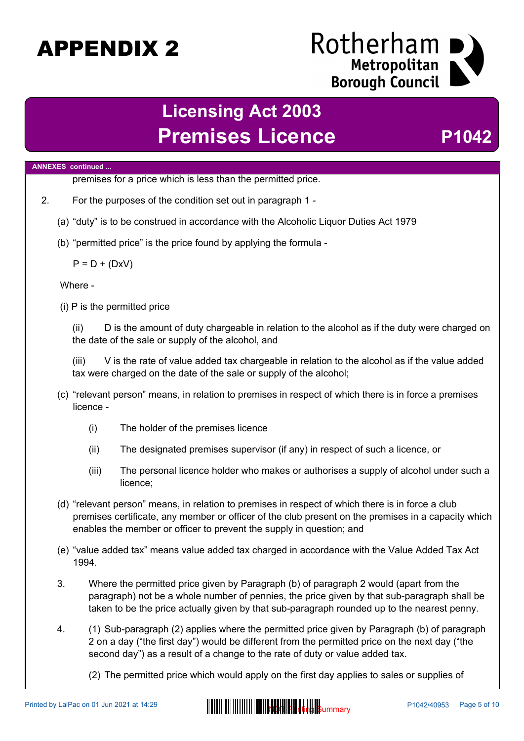# APPENDIX 2

Rotherham Metropolitan Borough Council

## Licensing Act 2003
## Premises Licence P1042

**ANNEXES continued ...**

premises for a price which is less than the permitted price.

2. For the purposes of the condition set out in paragraph 1 -

(a) "duty" is to be construed in accordance with the Alcoholic Liquor Duties Act 1979

(b) "permitted price" is the price found by applying the formula -

$P = D + (DxV)$

Where -

(i) P is the permitted price

(ii) D is the amount of duty chargeable in relation to the alcohol as if the duty were charged on the date of the sale or supply of the alcohol, and

(iii) V is the rate of value added tax chargeable in relation to the alcohol as if the value added tax were charged on the date of the sale or supply of the alcohol;

(c) "relevant person" means, in relation to premises in respect of which there is in force a premises licence -

- (i) The holder of the premises licence
- (ii) The designated premises supervisor (if any) in respect of such a licence, or
- (iii) The personal licence holder who makes or authorises a supply of alcohol under such a licence;

(d) "relevant person" means, in relation to premises in respect of which there is in force a club premises certificate, any member or officer of the club present on the premises in a capacity which enables the member or officer to prevent the supply in question; and

(e) "value added tax" means value added tax charged in accordance with the Value Added Tax Act 1994.

3. Where the permitted price given by Paragraph (b) of paragraph 2 would (apart from the paragraph) not be a whole number of pennies, the price given by that sub-paragraph shall be taken to be the price actually given by that sub-paragraph rounded up to the nearest penny.

4. (1) Sub-paragraph (2) applies where the permitted price given by Paragraph (b) of paragraph 2 on a day ("the first day") would be different from the permitted price on the next day ("the second day") as a result of a change to the rate of duty or value added tax.

(2) The permitted price which would apply on the first day applies to sales or supplies of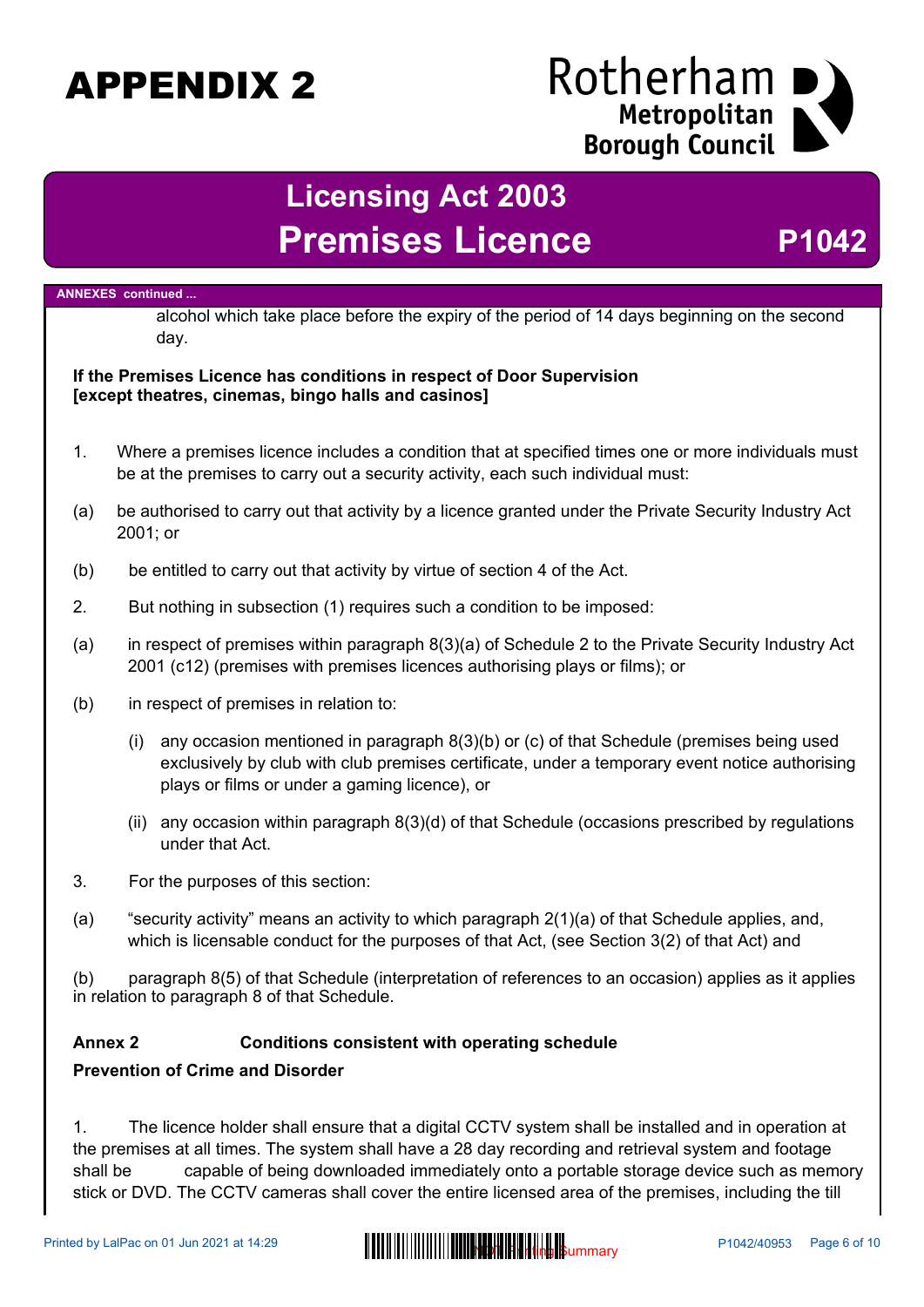**ANNEXES continued ...**

alcohol which take place before the expiry of the period of 14 days beginning on the second day.

**If the Premises Licence has conditions in respect of Door Supervision [except theatres, cinemas, bingo halls and casinos]**

1. Where a premises licence includes a condition that at specified times one or more individuals must be at the premises to carry out a security activity, each such individual must:

(a) be authorised to carry out that activity by a licence granted under the Private Security Industry Act 2001; or

(b) be entitled to carry out that activity by virtue of section 4 of the Act.

2. But nothing in subsection (1) requires such a condition to be imposed:

(a) in respect of premises within paragraph 8(3)(a) of Schedule 2 to the Private Security Industry Act 2001 (c12) (premises with premises licences authorising plays or films); or

(b) in respect of premises in relation to:

(i) any occasion mentioned in paragraph 8(3)(b) or (c) of that Schedule (premises being used exclusively by club with club premises certificate, under a temporary event notice authorising plays or films or under a gaming licence), or

(ii) any occasion within paragraph 8(3)(d) of that Schedule (occasions prescribed by regulations under that Act.

3. For the purposes of this section:

(a) "security activity" means an activity to which paragraph 2(1)(a) of that Schedule applies, and, which is licensable conduct for the purposes of that Act, (see Section 3(2) of that Act) and

(b) paragraph 8(5) of that Schedule (interpretation of references to an occasion) applies as it applies in relation to paragraph 8 of that Schedule.

**Annex 2 Conditions consistent with operating schedule**

**Prevention of Crime and Disorder**

1. The licence holder shall ensure that a digital CCTV system shall be installed and in operation at the premises at all times. The system shall have a 28 day recording and retrieval system and footage shall be capable of being downloaded immediately onto a portable storage device such as memory stick or DVD. The CCTV cameras shall cover the entire licensed area of the premises, including the till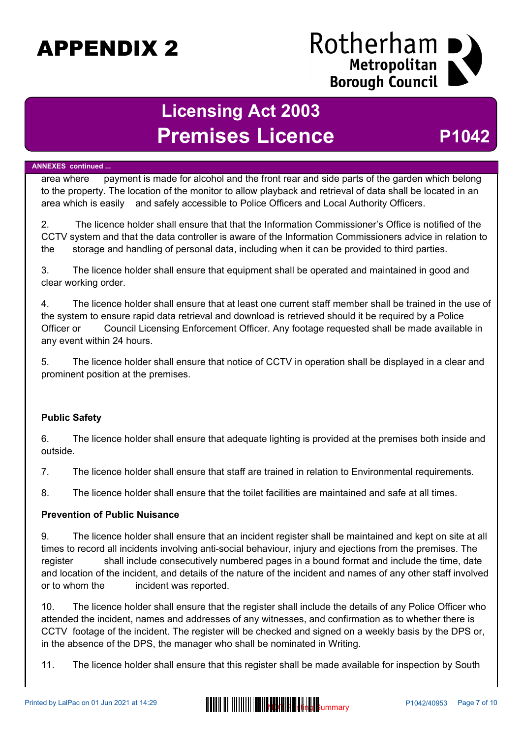**ANNEXES continued ...**

area where payment is made for alcohol and the front rear and side parts of the garden which belong to the property. The location of the monitor to allow playback and retrieval of data shall be located in an area which is easily and safely accessible to Police Officers and Local Authority Officers.

2. The licence holder shall ensure that that the Information Commissioner's Office is notified of the CCTV system and that the data controller is aware of the Information Commissioners advice in relation to the storage and handling of personal data, including when it can be provided to third parties.

3. The licence holder shall ensure that equipment shall be operated and maintained in good and clear working order.

4. The licence holder shall ensure that at least one current staff member shall be trained in the use of the system to ensure rapid data retrieval and download is retrieved should it be required by a Police Officer or Council Licensing Enforcement Officer. Any footage requested shall be made available in any event within 24 hours.

5. The licence holder shall ensure that notice of CCTV in operation shall be displayed in a clear and prominent position at the premises.

**Public Safety**

6. The licence holder shall ensure that adequate lighting is provided at the premises both inside and outside.

7. The licence holder shall ensure that staff are trained in relation to Environmental requirements.

8. The licence holder shall ensure that the toilet facilities are maintained and safe at all times.

**Prevention of Public Nuisance**

9. The licence holder shall ensure that an incident register shall be maintained and kept on site at all times to record all incidents involving anti-social behaviour, injury and ejections from the premises. The register shall include consecutively numbered pages in a bound format and include the time, date and location of the incident, and details of the nature of the incident and names of any other staff involved or to whom the incident was reported.

10. The licence holder shall ensure that the register shall include the details of any Police Officer who attended the incident, names and addresses of any witnesses, and confirmation as to whether there is CCTV footage of the incident. The register will be checked and signed on a weekly basis by the DPS or, in the absence of the DPS, the manager who shall be nominated in Writing.

11. The licence holder shall ensure that this register shall be made available for inspection by South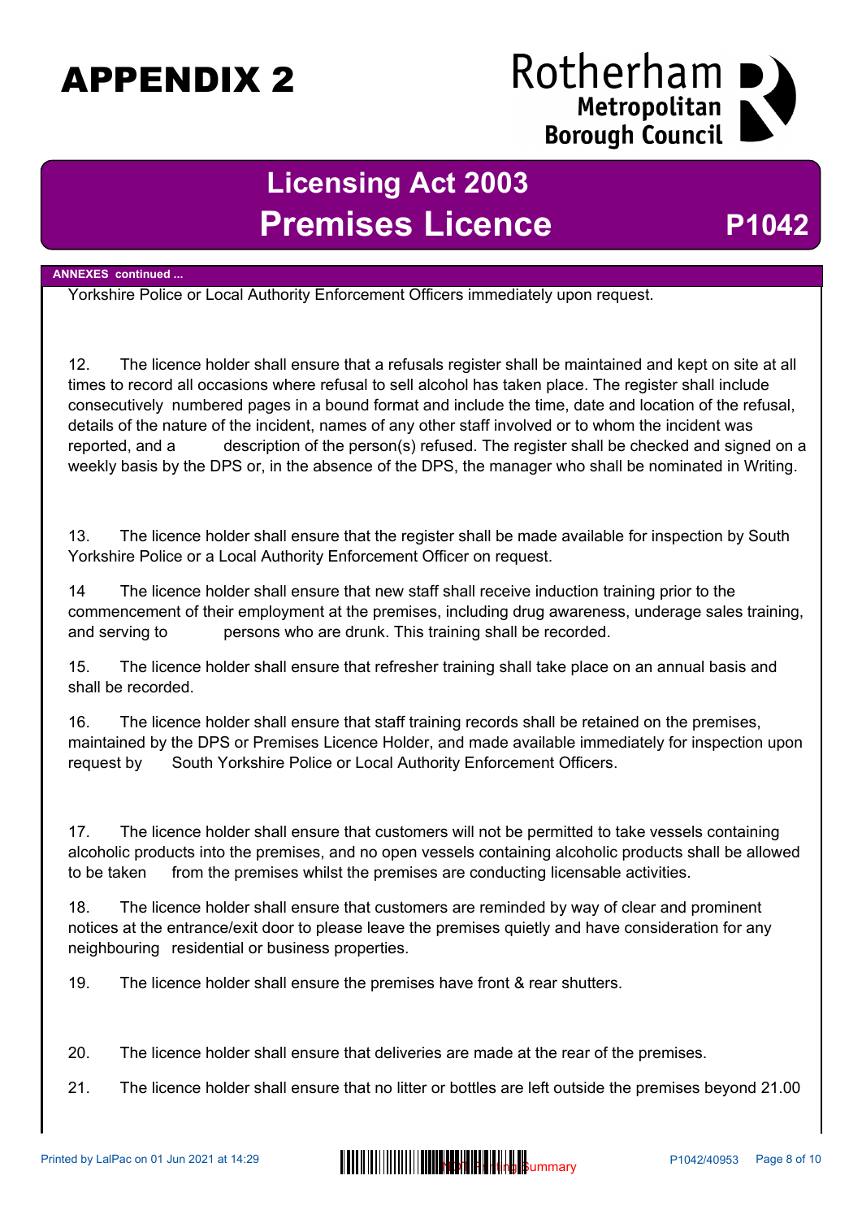# APPENDIX 2

Rotherham Metropolitan Borough Council

## Licensing Act 2003
## Premises Licence **P1042**

**ANNEXES continued ...**

Yorkshire Police or Local Authority Enforcement Officers immediately upon request.

12. The licence holder shall ensure that a refusals register shall be maintained and kept on site at all times to record all occasions where refusal to sell alcohol has taken place. The register shall include consecutively numbered pages in a bound format and include the time, date and location of the refusal, details of the nature of the incident, names of any other staff involved or to whom the incident was reported, and a description of the person(s) refused. The register shall be checked and signed on a weekly basis by the DPS or, in the absence of the DPS, the manager who shall be nominated in Writing.

13. The licence holder shall ensure that the register shall be made available for inspection by South Yorkshire Police or a Local Authority Enforcement Officer on request.

14 The licence holder shall ensure that new staff shall receive induction training prior to the commencement of their employment at the premises, including drug awareness, underage sales training, and serving to persons who are drunk. This training shall be recorded.

15. The licence holder shall ensure that refresher training shall take place on an annual basis and shall be recorded.

16. The licence holder shall ensure that staff training records shall be retained on the premises, maintained by the DPS or Premises Licence Holder, and made available immediately for inspection upon request by South Yorkshire Police or Local Authority Enforcement Officers.

17. The licence holder shall ensure that customers will not be permitted to take vessels containing alcoholic products into the premises, and no open vessels containing alcoholic products shall be allowed to be taken from the premises whilst the premises are conducting licensable activities.

18. The licence holder shall ensure that customers are reminded by way of clear and prominent notices at the entrance/exit door to please leave the premises quietly and have consideration for any neighbouring residential or business properties.

19. The licence holder shall ensure the premises have front & rear shutters.

20. The licence holder shall ensure that deliveries are made at the rear of the premises.

21. The licence holder shall ensure that no litter or bottles are left outside the premises beyond 21.00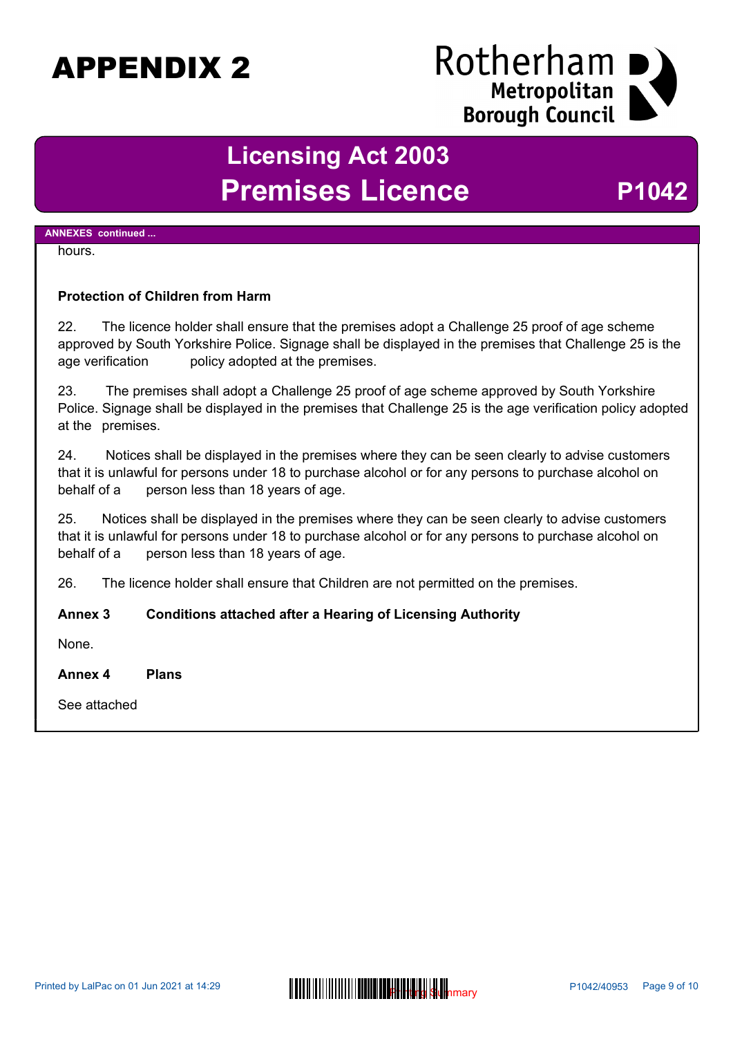# APPENDIX 2

## Licensing Act 2003
## Premises Licence P1042

**ANNEXES continued ...**

hours.

**Protection of Children from Harm**

22. The licence holder shall ensure that the premises adopt a Challenge 25 proof of age scheme approved by South Yorkshire Police. Signage shall be displayed in the premises that Challenge 25 is the age verification policy adopted at the premises.

23. The premises shall adopt a Challenge 25 proof of age scheme approved by South Yorkshire Police. Signage shall be displayed in the premises that Challenge 25 is the age verification policy adopted at the premises.

24. Notices shall be displayed in the premises where they can be seen clearly to advise customers that it is unlawful for persons under 18 to purchase alcohol or for any persons to purchase alcohol on behalf of a person less than 18 years of age.

25. Notices shall be displayed in the premises where they can be seen clearly to advise customers that it is unlawful for persons under 18 to purchase alcohol or for any persons to purchase alcohol on behalf of a person less than 18 years of age.

26. The licence holder shall ensure that Children are not permitted on the premises.

**Annex 3 Conditions attached after a Hearing of Licensing Authority**

None.

**Annex 4 Plans**

See attached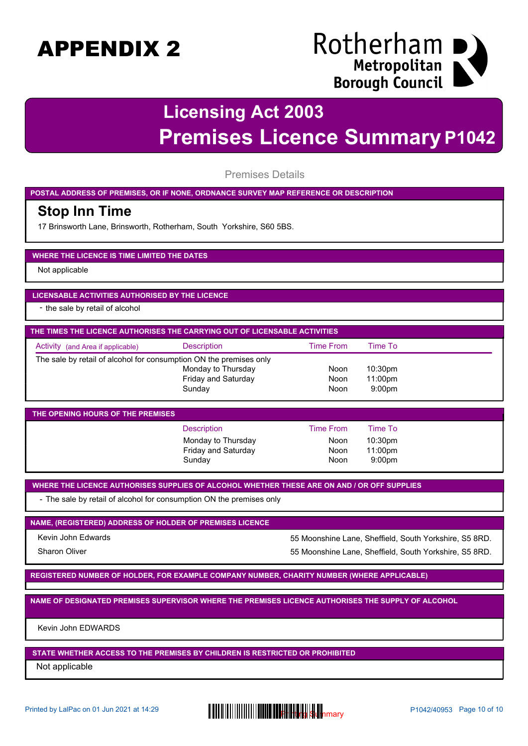# APPENDIX 2

Rotherham Metropolitan Borough Council

## Licensing Act 2003

## Premises Licence Summary P1042

Premises Details

**POSTAL ADDRESS OF PREMISES, OR IF NONE, ORDNANCE SURVEY MAP REFERENCE OR DESCRIPTION**

### Stop Inn Time

17 Brinsworth Lane, Brinsworth, Rotherham, South Yorkshire, S60 5BS.

**WHERE THE LICENCE IS TIME LIMITED THE DATES**

Not applicable

**LICENSABLE ACTIVITIES AUTHORISED BY THE LICENCE**

- the sale by retail of alcohol

**THE TIMES THE LICENCE AUTHORISES THE CARRYING OUT OF LICENSABLE ACTIVITIES**

| Activity (and Area if applicable) | Description | Time From | Time To |
|---|---|---|---|
| The sale by retail of alcohol for consumption ON the premises only | | | |
| | Monday to Thursday | Noon | 10:30pm |
| | Friday and Saturday | Noon | 11:00pm |
| | Sunday | Noon | 9:00pm |

**THE OPENING HOURS OF THE PREMISES**

| Description | Time From | Time To |
|---|---|---|
| Monday to Thursday | Noon | 10:30pm |
| Friday and Saturday | Noon | 11:00pm |
| Sunday | Noon | 9:00pm |

**WHERE THE LICENCE AUTHORISES SUPPLIES OF ALCOHOL WHETHER THESE ARE ON AND / OR OFF SUPPLIES**

- The sale by retail of alcohol for consumption ON the premises only

**NAME, (REGISTERED) ADDRESS OF HOLDER OF PREMISES LICENCE**

| | |
|---|---|
| Kevin John Edwards | 55 Moonshine Lane, Sheffield, South Yorkshire, S5 8RD. |
| Sharon Oliver | 55 Moonshine Lane, Sheffield, South Yorkshire, S5 8RD. |

**REGISTERED NUMBER OF HOLDER, FOR EXAMPLE COMPANY NUMBER, CHARITY NUMBER (WHERE APPLICABLE)**

**NAME OF DESIGNATED PREMISES SUPERVISOR WHERE THE PREMISES LICENCE AUTHORISES THE SUPPLY OF ALCOHOL**

Kevin John EDWARDS

**STATE WHETHER ACCESS TO THE PREMISES BY CHILDREN IS RESTRICTED OR PROHIBITED**

Not applicable